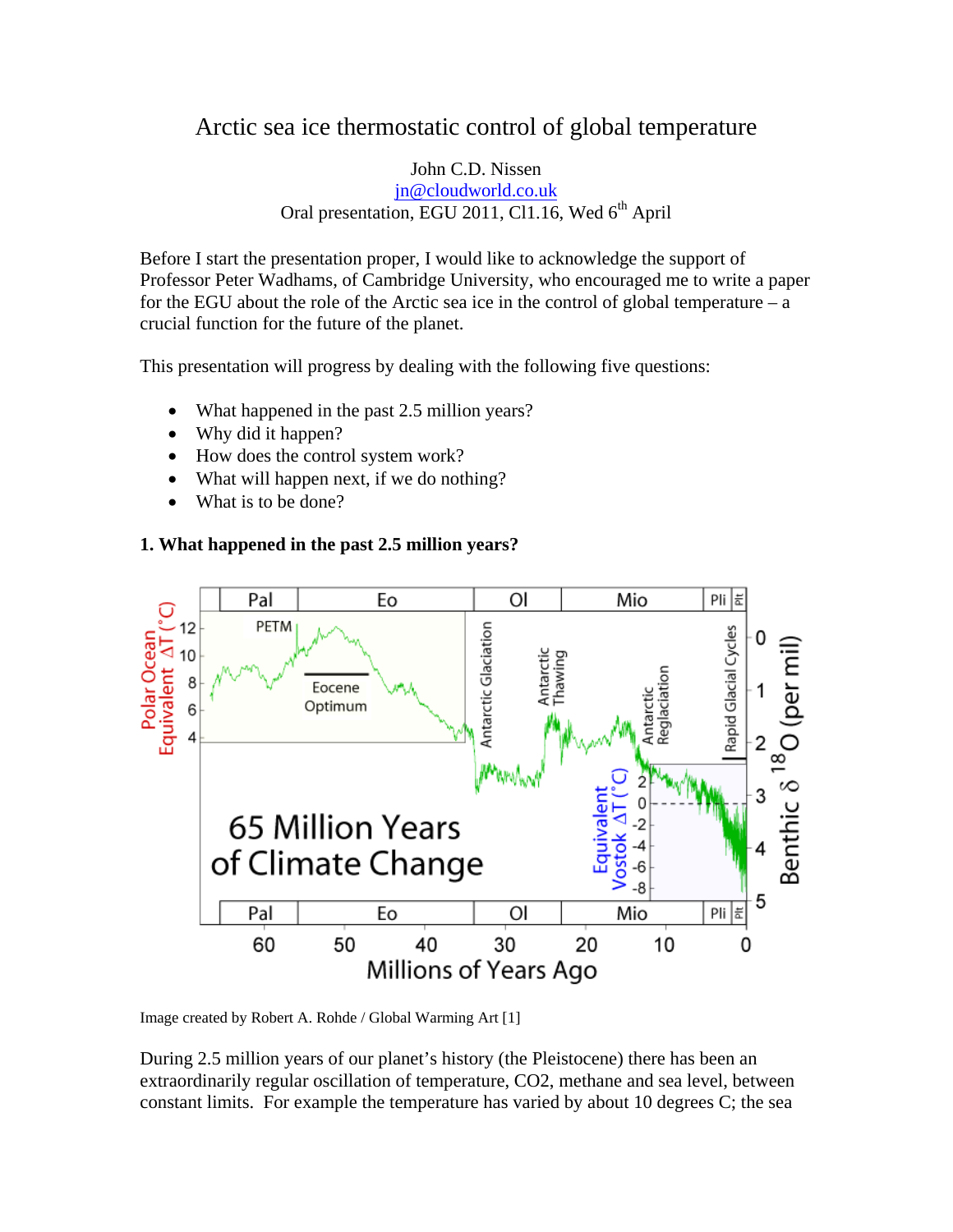# Arctic sea ice thermostatic control of global temperature

John C.D. Nissen
jn@cloudworld.co.uk
Oral presentation, EGU 2011, Cl1.16, Wed 6th April

Before I start the presentation proper, I would like to acknowledge the support of Professor Peter Wadhams, of Cambridge University, who encouraged me to write a paper for the EGU about the role of the Arctic sea ice in the control of global temperature – a crucial function for the future of the planet.

This presentation will progress by dealing with the following five questions:

- What happened in the past 2.5 million years?
- Why did it happen?
- How does the control system work?
- What will happen next, if we do nothing?
- What is to be done?

**1. What happened in the past 2.5 million years?**

Image created by Robert A. Rohde / Global Warming Art [1]

During 2.5 million years of our planet's history (the Pleistocene) there has been an extraordinarily regular oscillation of temperature, $CO_2$, methane and sea level, between constant limits. For example the temperature has varied by about 10 degrees C; the sea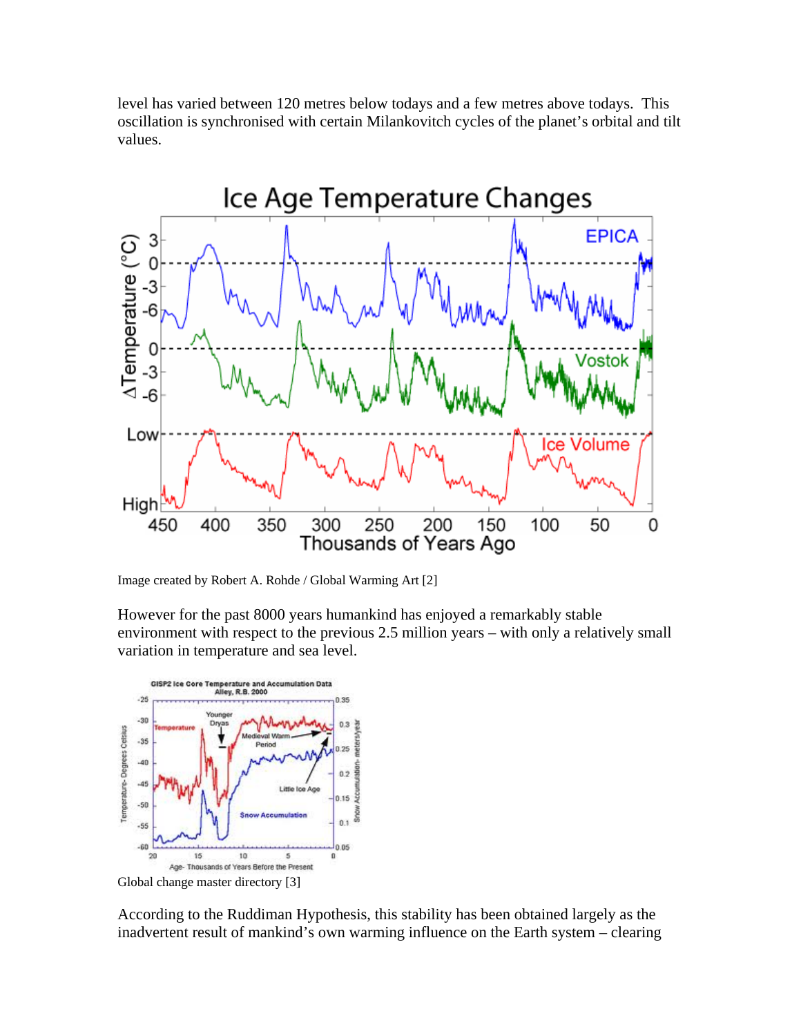level has varied between 120 metres below todays and a few metres above todays. This oscillation is synchronised with certain Milankovitch cycles of the planet's orbital and tilt values.

Image created by Robert A. Rohde / Global Warming Art [2]

However for the past 8000 years humankind has enjoyed a remarkably stable environment with respect to the previous 2.5 million years – with only a relatively small variation in temperature and sea level.

Global change master directory [3]

According to the Ruddiman Hypothesis, this stability has been obtained largely as the inadvertent result of mankind's own warming influence on the Earth system – clearing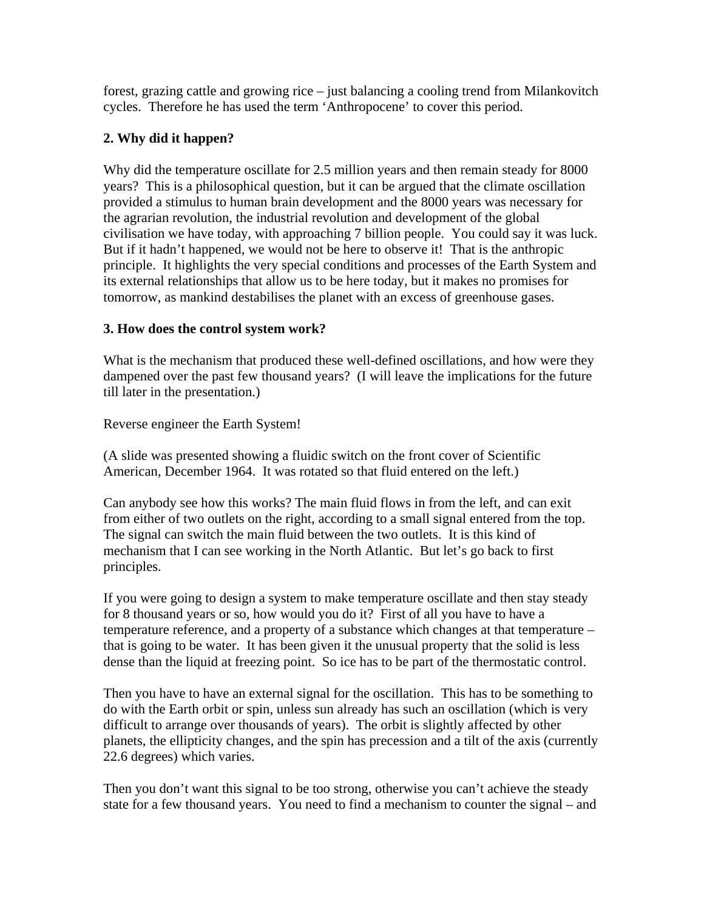forest, grazing cattle and growing rice – just balancing a cooling trend from Milankovitch cycles. Therefore he has used the term 'Anthropocene' to cover this period.

**2. Why did it happen?**

Why did the temperature oscillate for 2.5 million years and then remain steady for 8000 years? This is a philosophical question, but it can be argued that the climate oscillation provided a stimulus to human brain development and the 8000 years was necessary for the agrarian revolution, the industrial revolution and development of the global civilisation we have today, with approaching 7 billion people. You could say it was luck. But if it hadn't happened, we would not be here to observe it! That is the anthropic principle. It highlights the very special conditions and processes of the Earth System and its external relationships that allow us to be here today, but it makes no promises for tomorrow, as mankind destabilises the planet with an excess of greenhouse gases.

**3. How does the control system work?**

What is the mechanism that produced these well-defined oscillations, and how were they dampened over the past few thousand years? (I will leave the implications for the future till later in the presentation.)

Reverse engineer the Earth System!

(A slide was presented showing a fluidic switch on the front cover of Scientific American, December 1964. It was rotated so that fluid entered on the left.)

Can anybody see how this works? The main fluid flows in from the left, and can exit from either of two outlets on the right, according to a small signal entered from the top. The signal can switch the main fluid between the two outlets. It is this kind of mechanism that I can see working in the North Atlantic. But let's go back to first principles.

If you were going to design a system to make temperature oscillate and then stay steady for 8 thousand years or so, how would you do it? First of all you have to have a temperature reference, and a property of a substance which changes at that temperature – that is going to be water. It has been given it the unusual property that the solid is less dense than the liquid at freezing point. So ice has to be part of the thermostatic control.

Then you have to have an external signal for the oscillation. This has to be something to do with the Earth orbit or spin, unless sun already has such an oscillation (which is very difficult to arrange over thousands of years). The orbit is slightly affected by other planets, the ellipticity changes, and the spin has precession and a tilt of the axis (currently 22.6 degrees) which varies.

Then you don't want this signal to be too strong, otherwise you can't achieve the steady state for a few thousand years. You need to find a mechanism to counter the signal – and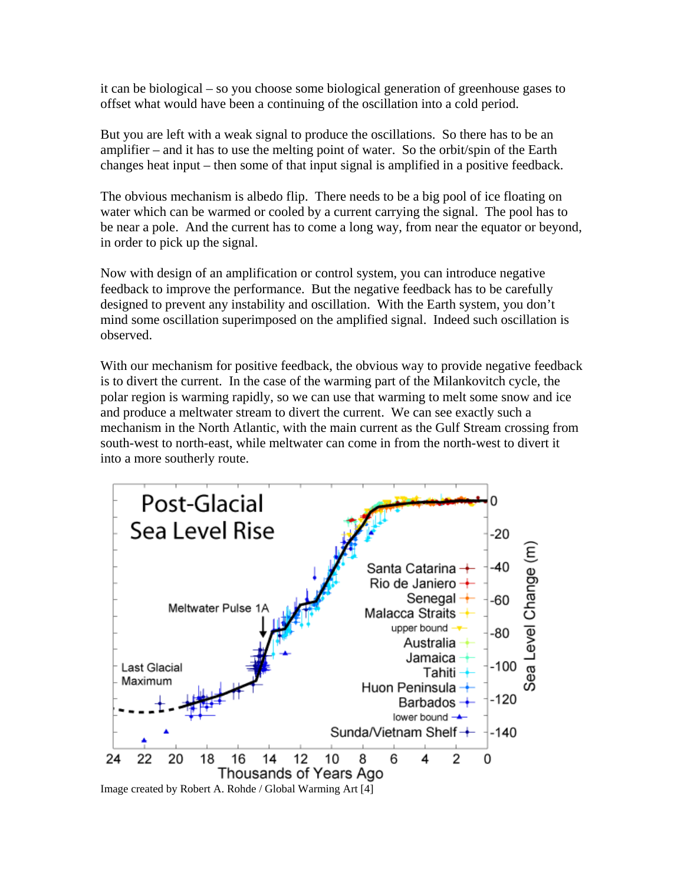it can be biological – so you choose some biological generation of greenhouse gases to offset what would have been a continuing of the oscillation into a cold period.

But you are left with a weak signal to produce the oscillations. So there has to be an amplifier – and it has to use the melting point of water. So the orbit/spin of the Earth changes heat input – then some of that input signal is amplified in a positive feedback.

The obvious mechanism is albedo flip. There needs to be a big pool of ice floating on water which can be warmed or cooled by a current carrying the signal. The pool has to be near a pole. And the current has to come a long way, from near the equator or beyond, in order to pick up the signal.

Now with design of an amplification or control system, you can introduce negative feedback to improve the performance. But the negative feedback has to be carefully designed to prevent any instability and oscillation. With the Earth system, you don't mind some oscillation superimposed on the amplified signal. Indeed such oscillation is observed.

With our mechanism for positive feedback, the obvious way to provide negative feedback is to divert the current. In the case of the warming part of the Milankovitch cycle, the polar region is warming rapidly, so we can use that warming to melt some snow and ice and produce a meltwater stream to divert the current. We can see exactly such a mechanism in the North Atlantic, with the main current as the Gulf Stream crossing from south-west to north-east, while meltwater can come in from the north-west to divert it into a more southerly route.

Image created by Robert A. Rohde / Global Warming Art [4]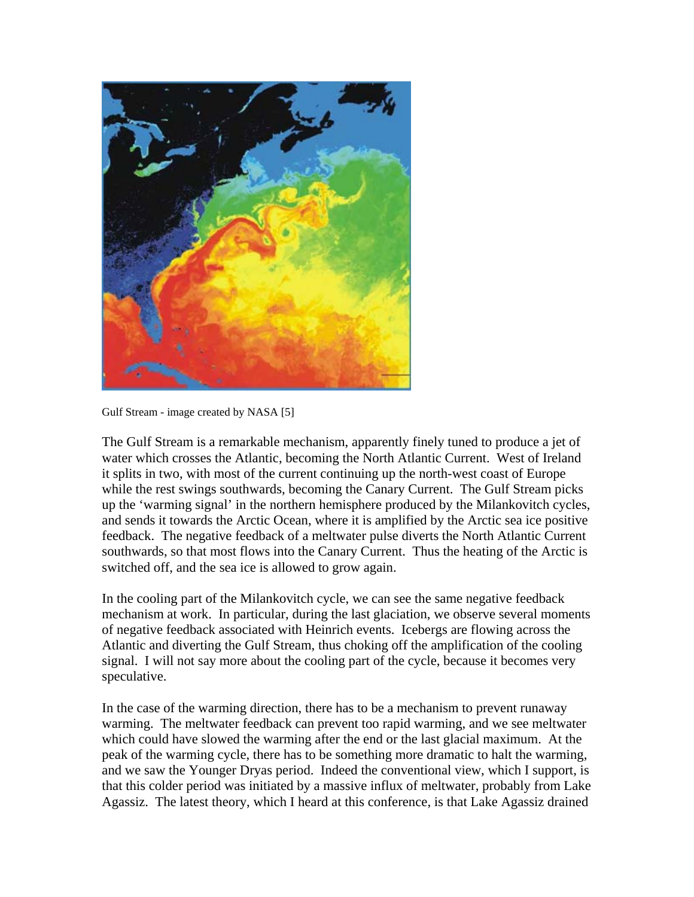Gulf Stream - image created by NASA [5]

The Gulf Stream is a remarkable mechanism, apparently finely tuned to produce a jet of water which crosses the Atlantic, becoming the North Atlantic Current. West of Ireland it splits in two, with most of the current continuing up the north-west coast of Europe while the rest swings southwards, becoming the Canary Current. The Gulf Stream picks up the 'warming signal' in the northern hemisphere produced by the Milankovitch cycles, and sends it towards the Arctic Ocean, where it is amplified by the Arctic sea ice positive feedback. The negative feedback of a meltwater pulse diverts the North Atlantic Current southwards, so that most flows into the Canary Current. Thus the heating of the Arctic is switched off, and the sea ice is allowed to grow again.

In the cooling part of the Milankovitch cycle, we can see the same negative feedback mechanism at work. In particular, during the last glaciation, we observe several moments of negative feedback associated with Heinrich events. Icebergs are flowing across the Atlantic and diverting the Gulf Stream, thus choking off the amplification of the cooling signal. I will not say more about the cooling part of the cycle, because it becomes very speculative.

In the case of the warming direction, there has to be a mechanism to prevent runaway warming. The meltwater feedback can prevent too rapid warming, and we see meltwater which could have slowed the warming after the end or the last glacial maximum. At the peak of the warming cycle, there has to be something more dramatic to halt the warming, and we saw the Younger Dryas period. Indeed the conventional view, which I support, is that this colder period was initiated by a massive influx of meltwater, probably from Lake Agassiz. The latest theory, which I heard at this conference, is that Lake Agassiz drained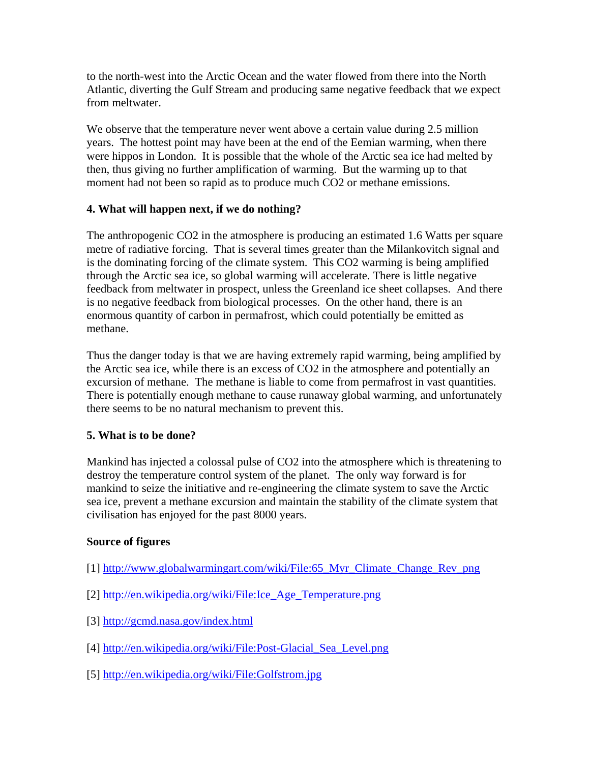to the north-west into the Arctic Ocean and the water flowed from there into the North Atlantic, diverting the Gulf Stream and producing same negative feedback that we expect from meltwater.

We observe that the temperature never went above a certain value during 2.5 million years. The hottest point may have been at the end of the Eemian warming, when there were hippos in London. It is possible that the whole of the Arctic sea ice had melted by then, thus giving no further amplification of warming. But the warming up to that moment had not been so rapid as to produce much $CO_2$ or methane emissions.

### 4. What will happen next, if we do nothing?

The anthropogenic $CO_2$ in the atmosphere is producing an estimated 1.6 Watts per square metre of radiative forcing. That is several times greater than the Milankovitch signal and is the dominating forcing of the climate system. This $CO_2$ warming is being amplified through the Arctic sea ice, so global warming will accelerate. There is little negative feedback from meltwater in prospect, unless the Greenland ice sheet collapses. And there is no negative feedback from biological processes. On the other hand, there is an enormous quantity of carbon in permafrost, which could potentially be emitted as methane.

Thus the danger today is that we are having extremely rapid warming, being amplified by the Arctic sea ice, while there is an excess of $CO_2$ in the atmosphere and potentially an excursion of methane. The methane is liable to come from permafrost in vast quantities. There is potentially enough methane to cause runaway global warming, and unfortunately there seems to be no natural mechanism to prevent this.

### 5. What is to be done?

Mankind has injected a colossal pulse of $CO_2$ into the atmosphere which is threatening to destroy the temperature control system of the planet. The only way forward is for mankind to seize the initiative and re-engineering the climate system to save the Arctic sea ice, prevent a methane excursion and maintain the stability of the climate system that civilisation has enjoyed for the past 8000 years.

### Source of figures

[1] http://www.globalwarmingart.com/wiki/File:65_Myr_Climate_Change_Rev_png

[2] http://en.wikipedia.org/wiki/File:Ice_Age_Temperature.png

[3] http://gcmd.nasa.gov/index.html

[4] http://en.wikipedia.org/wiki/File:Post-Glacial_Sea_Level.png

[5] http://en.wikipedia.org/wiki/File:Golfstrom.jpg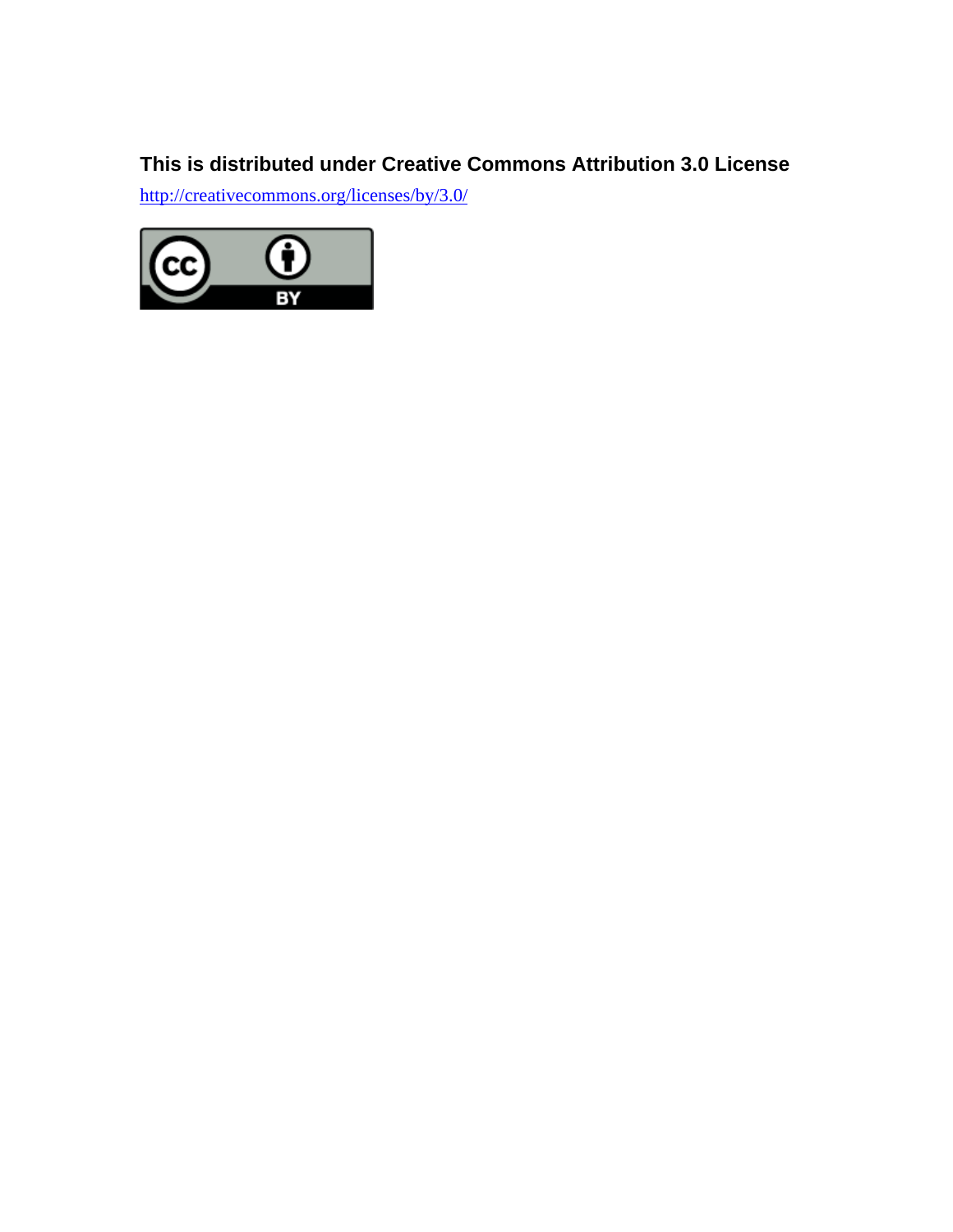**This is distributed under Creative Commons Attribution 3.0 License**

http://creativecommons.org/licenses/by/3.0/